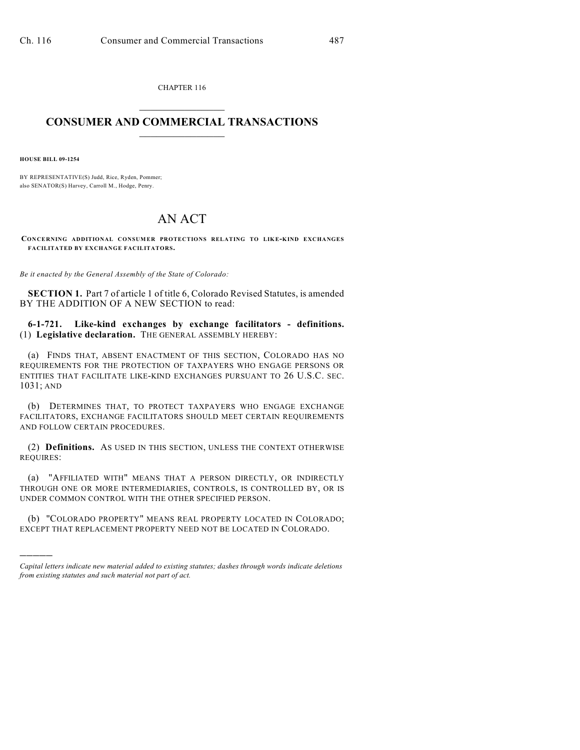CHAPTER 116

## CONSUMER AND COMMERCIAL TRANSACTIONS

**HOUSE BILL 09-1254**

BY REPRESENTATIVE(S) Judd, Rice, Ryden, Pommer;
also SENATOR(S) Harvey, Carroll M., Hodge, Penry.

# AN ACT

**CONCERNING ADDITIONAL CONSUMER PROTECTIONS RELATING TO LIKE-KIND EXCHANGES FACILITATED BY EXCHANGE FACILITATORS.**

*Be it enacted by the General Assembly of the State of Colorado:*

**SECTION 1.** Part 7 of article 1 of title 6, Colorado Revised Statutes, is amended BY THE ADDITION OF A NEW SECTION to read:

**6-1-721. Like-kind exchanges by exchange facilitators - definitions.** (1) **Legislative declaration.** THE GENERAL ASSEMBLY HEREBY:

(a) FINDS THAT, ABSENT ENACTMENT OF THIS SECTION, COLORADO HAS NO REQUIREMENTS FOR THE PROTECTION OF TAXPAYERS WHO ENGAGE PERSONS OR ENTITIES THAT FACILITATE LIKE-KIND EXCHANGES PURSUANT TO 26 U.S.C. SEC. 1031; AND

(b) DETERMINES THAT, TO PROTECT TAXPAYERS WHO ENGAGE EXCHANGE FACILITATORS, EXCHANGE FACILITATORS SHOULD MEET CERTAIN REQUIREMENTS AND FOLLOW CERTAIN PROCEDURES.

(2) **Definitions.** AS USED IN THIS SECTION, UNLESS THE CONTEXT OTHERWISE REQUIRES:

(a) "AFFILIATED WITH" MEANS THAT A PERSON DIRECTLY, OR INDIRECTLY THROUGH ONE OR MORE INTERMEDIARIES, CONTROLS, IS CONTROLLED BY, OR IS UNDER COMMON CONTROL WITH THE OTHER SPECIFIED PERSON.

(b) "COLORADO PROPERTY" MEANS REAL PROPERTY LOCATED IN COLORADO; EXCEPT THAT REPLACEMENT PROPERTY NEED NOT BE LOCATED IN COLORADO.

---

*Capital letters indicate new material added to existing statutes; dashes through words indicate deletions from existing statutes and such material not part of act.*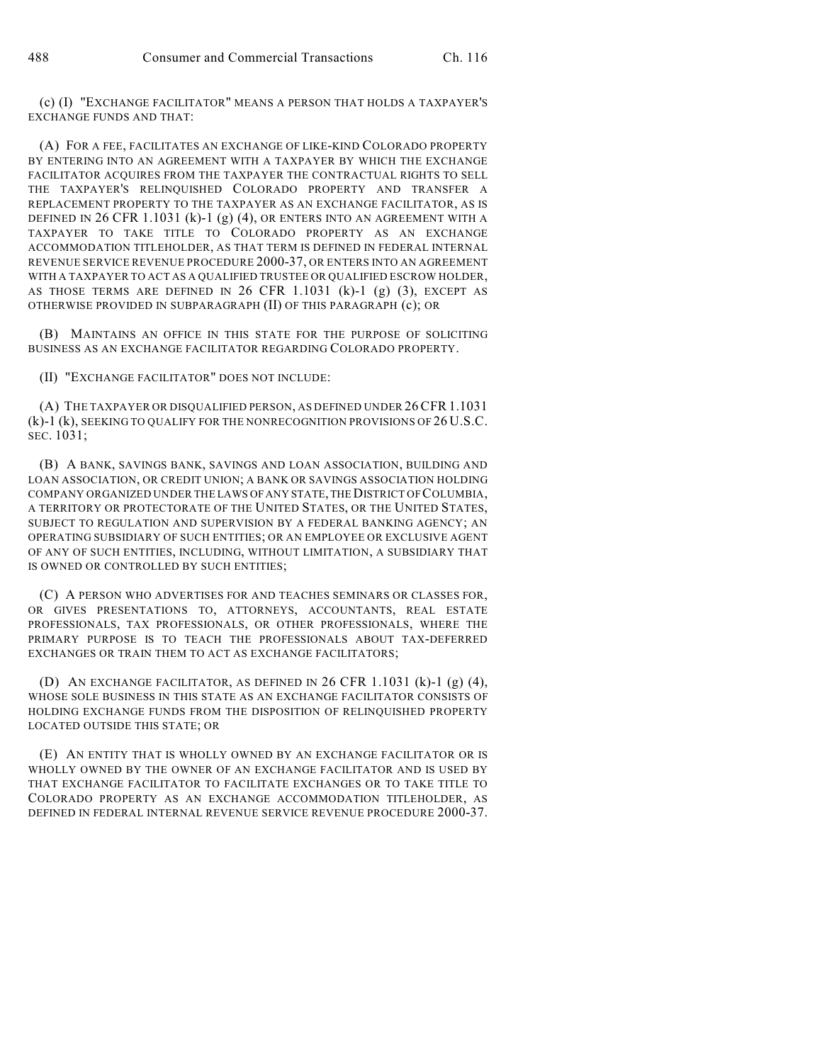(c) (I) "EXCHANGE FACILITATOR" MEANS A PERSON THAT HOLDS A TAXPAYER'S EXCHANGE FUNDS AND THAT:

(A) FOR A FEE, FACILITATES AN EXCHANGE OF LIKE-KIND COLORADO PROPERTY BY ENTERING INTO AN AGREEMENT WITH A TAXPAYER BY WHICH THE EXCHANGE FACILITATOR ACQUIRES FROM THE TAXPAYER THE CONTRACTUAL RIGHTS TO SELL THE TAXPAYER'S RELINQUISHED COLORADO PROPERTY AND TRANSFER A REPLACEMENT PROPERTY TO THE TAXPAYER AS AN EXCHANGE FACILITATOR, AS IS DEFINED IN 26 CFR 1.1031 (k)-1 (g) (4), OR ENTERS INTO AN AGREEMENT WITH A TAXPAYER TO TAKE TITLE TO COLORADO PROPERTY AS AN EXCHANGE ACCOMMODATION TITLEHOLDER, AS THAT TERM IS DEFINED IN FEDERAL INTERNAL REVENUE SERVICE REVENUE PROCEDURE 2000-37, OR ENTERS INTO AN AGREEMENT WITH A TAXPAYER TO ACT AS A QUALIFIED TRUSTEE OR QUALIFIED ESCROW HOLDER, AS THOSE TERMS ARE DEFINED IN 26 CFR 1.1031 (k)-1 (g) (3), EXCEPT AS OTHERWISE PROVIDED IN SUBPARAGRAPH (II) OF THIS PARAGRAPH (c); OR

(B) MAINTAINS AN OFFICE IN THIS STATE FOR THE PURPOSE OF SOLICITING BUSINESS AS AN EXCHANGE FACILITATOR REGARDING COLORADO PROPERTY.

(II) "EXCHANGE FACILITATOR" DOES NOT INCLUDE:

(A) THE TAXPAYER OR DISQUALIFIED PERSON, AS DEFINED UNDER 26 CFR 1.1031 (k)-1 (k), SEEKING TO QUALIFY FOR THE NONRECOGNITION PROVISIONS OF 26 U.S.C. SEC. 1031;

(B) A BANK, SAVINGS BANK, SAVINGS AND LOAN ASSOCIATION, BUILDING AND LOAN ASSOCIATION, OR CREDIT UNION; A BANK OR SAVINGS ASSOCIATION HOLDING COMPANY ORGANIZED UNDER THE LAWS OF ANY STATE, THE DISTRICT OF COLUMBIA, A TERRITORY OR PROTECTORATE OF THE UNITED STATES, OR THE UNITED STATES, SUBJECT TO REGULATION AND SUPERVISION BY A FEDERAL BANKING AGENCY; AN OPERATING SUBSIDIARY OF SUCH ENTITIES; OR AN EMPLOYEE OR EXCLUSIVE AGENT OF ANY OF SUCH ENTITIES, INCLUDING, WITHOUT LIMITATION, A SUBSIDIARY THAT IS OWNED OR CONTROLLED BY SUCH ENTITIES;

(C) A PERSON WHO ADVERTISES FOR AND TEACHES SEMINARS OR CLASSES FOR, OR GIVES PRESENTATIONS TO, ATTORNEYS, ACCOUNTANTS, REAL ESTATE PROFESSIONALS, TAX PROFESSIONALS, OR OTHER PROFESSIONALS, WHERE THE PRIMARY PURPOSE IS TO TEACH THE PROFESSIONALS ABOUT TAX-DEFERRED EXCHANGES OR TRAIN THEM TO ACT AS EXCHANGE FACILITATORS;

(D) AN EXCHANGE FACILITATOR, AS DEFINED IN 26 CFR 1.1031 (k)-1 (g) (4), WHOSE SOLE BUSINESS IN THIS STATE AS AN EXCHANGE FACILITATOR CONSISTS OF HOLDING EXCHANGE FUNDS FROM THE DISPOSITION OF RELINQUISHED PROPERTY LOCATED OUTSIDE THIS STATE; OR

(E) AN ENTITY THAT IS WHOLLY OWNED BY AN EXCHANGE FACILITATOR OR IS WHOLLY OWNED BY THE OWNER OF AN EXCHANGE FACILITATOR AND IS USED BY THAT EXCHANGE FACILITATOR TO FACILITATE EXCHANGES OR TO TAKE TITLE TO COLORADO PROPERTY AS AN EXCHANGE ACCOMMODATION TITLEHOLDER, AS DEFINED IN FEDERAL INTERNAL REVENUE SERVICE REVENUE PROCEDURE 2000-37.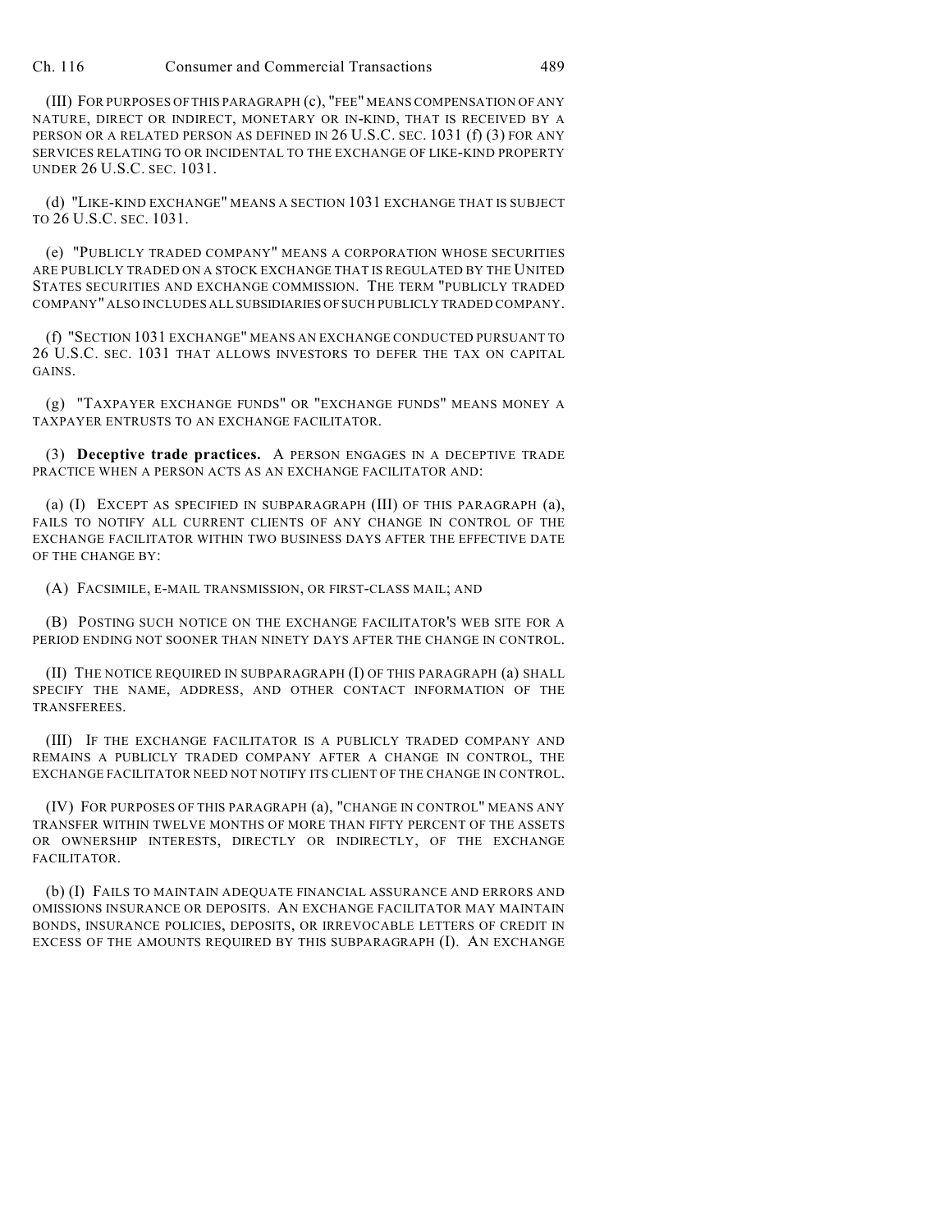(III) FOR PURPOSES OF THIS PARAGRAPH (c), "FEE" MEANS COMPENSATION OF ANY NATURE, DIRECT OR INDIRECT, MONETARY OR IN-KIND, THAT IS RECEIVED BY A PERSON OR A RELATED PERSON AS DEFINED IN 26 U.S.C. SEC. 1031 (f) (3) FOR ANY SERVICES RELATING TO OR INCIDENTAL TO THE EXCHANGE OF LIKE-KIND PROPERTY UNDER 26 U.S.C. SEC. 1031.

(d) "LIKE-KIND EXCHANGE" MEANS A SECTION 1031 EXCHANGE THAT IS SUBJECT TO 26 U.S.C. SEC. 1031.

(e) "PUBLICLY TRADED COMPANY" MEANS A CORPORATION WHOSE SECURITIES ARE PUBLICLY TRADED ON A STOCK EXCHANGE THAT IS REGULATED BY THE UNITED STATES SECURITIES AND EXCHANGE COMMISSION. THE TERM "PUBLICLY TRADED COMPANY" ALSO INCLUDES ALL SUBSIDIARIES OF SUCH PUBLICLY TRADED COMPANY.

(f) "SECTION 1031 EXCHANGE" MEANS AN EXCHANGE CONDUCTED PURSUANT TO 26 U.S.C. SEC. 1031 THAT ALLOWS INVESTORS TO DEFER THE TAX ON CAPITAL GAINS.

(g) "TAXPAYER EXCHANGE FUNDS" OR "EXCHANGE FUNDS" MEANS MONEY A TAXPAYER ENTRUSTS TO AN EXCHANGE FACILITATOR.

(3) **Deceptive trade practices.** A PERSON ENGAGES IN A DECEPTIVE TRADE PRACTICE WHEN A PERSON ACTS AS AN EXCHANGE FACILITATOR AND:

(a) (I) EXCEPT AS SPECIFIED IN SUBPARAGRAPH (III) OF THIS PARAGRAPH (a), FAILS TO NOTIFY ALL CURRENT CLIENTS OF ANY CHANGE IN CONTROL OF THE EXCHANGE FACILITATOR WITHIN TWO BUSINESS DAYS AFTER THE EFFECTIVE DATE OF THE CHANGE BY:

(A) FACSIMILE, E-MAIL TRANSMISSION, OR FIRST-CLASS MAIL; AND

(B) POSTING SUCH NOTICE ON THE EXCHANGE FACILITATOR'S WEB SITE FOR A PERIOD ENDING NOT SOONER THAN NINETY DAYS AFTER THE CHANGE IN CONTROL.

(II) THE NOTICE REQUIRED IN SUBPARAGRAPH (I) OF THIS PARAGRAPH (a) SHALL SPECIFY THE NAME, ADDRESS, AND OTHER CONTACT INFORMATION OF THE TRANSFEREES.

(III) IF THE EXCHANGE FACILITATOR IS A PUBLICLY TRADED COMPANY AND REMAINS A PUBLICLY TRADED COMPANY AFTER A CHANGE IN CONTROL, THE EXCHANGE FACILITATOR NEED NOT NOTIFY ITS CLIENT OF THE CHANGE IN CONTROL.

(IV) FOR PURPOSES OF THIS PARAGRAPH (a), "CHANGE IN CONTROL" MEANS ANY TRANSFER WITHIN TWELVE MONTHS OF MORE THAN FIFTY PERCENT OF THE ASSETS OR OWNERSHIP INTERESTS, DIRECTLY OR INDIRECTLY, OF THE EXCHANGE FACILITATOR.

(b) (I) FAILS TO MAINTAIN ADEQUATE FINANCIAL ASSURANCE AND ERRORS AND OMISSIONS INSURANCE OR DEPOSITS. AN EXCHANGE FACILITATOR MAY MAINTAIN BONDS, INSURANCE POLICIES, DEPOSITS, OR IRREVOCABLE LETTERS OF CREDIT IN EXCESS OF THE AMOUNTS REQUIRED BY THIS SUBPARAGRAPH (I). AN EXCHANGE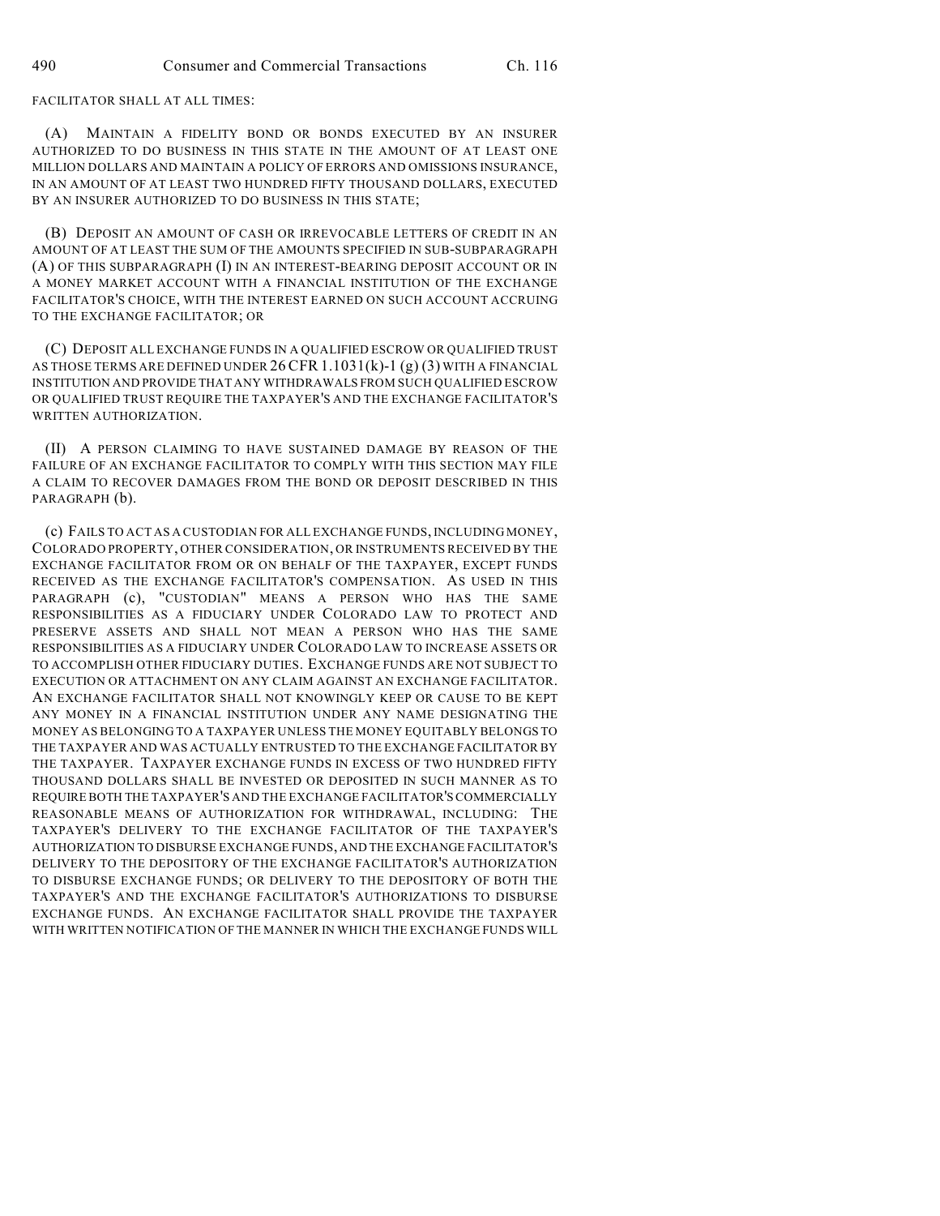FACILITATOR SHALL AT ALL TIMES:

(A) MAINTAIN A FIDELITY BOND OR BONDS EXECUTED BY AN INSURER AUTHORIZED TO DO BUSINESS IN THIS STATE IN THE AMOUNT OF AT LEAST ONE MILLION DOLLARS AND MAINTAIN A POLICY OF ERRORS AND OMISSIONS INSURANCE, IN AN AMOUNT OF AT LEAST TWO HUNDRED FIFTY THOUSAND DOLLARS, EXECUTED BY AN INSURER AUTHORIZED TO DO BUSINESS IN THIS STATE;

(B) DEPOSIT AN AMOUNT OF CASH OR IRREVOCABLE LETTERS OF CREDIT IN AN AMOUNT OF AT LEAST THE SUM OF THE AMOUNTS SPECIFIED IN SUB-SUBPARAGRAPH (A) OF THIS SUBPARAGRAPH (I) IN AN INTEREST-BEARING DEPOSIT ACCOUNT OR IN A MONEY MARKET ACCOUNT WITH A FINANCIAL INSTITUTION OF THE EXCHANGE FACILITATOR'S CHOICE, WITH THE INTEREST EARNED ON SUCH ACCOUNT ACCRUING TO THE EXCHANGE FACILITATOR; OR

(C) DEPOSIT ALL EXCHANGE FUNDS IN A QUALIFIED ESCROW OR QUALIFIED TRUST AS THOSE TERMS ARE DEFINED UNDER 26 CFR 1.1031(k)-1 (g) (3) WITH A FINANCIAL INSTITUTION AND PROVIDE THAT ANY WITHDRAWALS FROM SUCH QUALIFIED ESCROW OR QUALIFIED TRUST REQUIRE THE TAXPAYER'S AND THE EXCHANGE FACILITATOR'S WRITTEN AUTHORIZATION.

(II) A PERSON CLAIMING TO HAVE SUSTAINED DAMAGE BY REASON OF THE FAILURE OF AN EXCHANGE FACILITATOR TO COMPLY WITH THIS SECTION MAY FILE A CLAIM TO RECOVER DAMAGES FROM THE BOND OR DEPOSIT DESCRIBED IN THIS PARAGRAPH (b).

(c) FAILS TO ACT AS A CUSTODIAN FOR ALL EXCHANGE FUNDS, INCLUDING MONEY, COLORADO PROPERTY, OTHER CONSIDERATION, OR INSTRUMENTS RECEIVED BY THE EXCHANGE FACILITATOR FROM OR ON BEHALF OF THE TAXPAYER, EXCEPT FUNDS RECEIVED AS THE EXCHANGE FACILITATOR'S COMPENSATION. AS USED IN THIS PARAGRAPH (c), "CUSTODIAN" MEANS A PERSON WHO HAS THE SAME RESPONSIBILITIES AS A FIDUCIARY UNDER COLORADO LAW TO PROTECT AND PRESERVE ASSETS AND SHALL NOT MEAN A PERSON WHO HAS THE SAME RESPONSIBILITIES AS A FIDUCIARY UNDER COLORADO LAW TO INCREASE ASSETS OR TO ACCOMPLISH OTHER FIDUCIARY DUTIES. EXCHANGE FUNDS ARE NOT SUBJECT TO EXECUTION OR ATTACHMENT ON ANY CLAIM AGAINST AN EXCHANGE FACILITATOR. AN EXCHANGE FACILITATOR SHALL NOT KNOWINGLY KEEP OR CAUSE TO BE KEPT ANY MONEY IN A FINANCIAL INSTITUTION UNDER ANY NAME DESIGNATING THE MONEY AS BELONGING TO A TAXPAYER UNLESS THE MONEY EQUITABLY BELONGS TO THE TAXPAYER AND WAS ACTUALLY ENTRUSTED TO THE EXCHANGE FACILITATOR BY THE TAXPAYER. TAXPAYER EXCHANGE FUNDS IN EXCESS OF TWO HUNDRED FIFTY THOUSAND DOLLARS SHALL BE INVESTED OR DEPOSITED IN SUCH MANNER AS TO REQUIRE BOTH THE TAXPAYER'S AND THE EXCHANGE FACILITATOR'S COMMERCIALLY REASONABLE MEANS OF AUTHORIZATION FOR WITHDRAWAL, INCLUDING: THE TAXPAYER'S DELIVERY TO THE EXCHANGE FACILITATOR OF THE TAXPAYER'S AUTHORIZATION TO DISBURSE EXCHANGE FUNDS, AND THE EXCHANGE FACILITATOR'S DELIVERY TO THE DEPOSITORY OF THE EXCHANGE FACILITATOR'S AUTHORIZATION TO DISBURSE EXCHANGE FUNDS; OR DELIVERY TO THE DEPOSITORY OF BOTH THE TAXPAYER'S AND THE EXCHANGE FACILITATOR'S AUTHORIZATIONS TO DISBURSE EXCHANGE FUNDS. AN EXCHANGE FACILITATOR SHALL PROVIDE THE TAXPAYER WITH WRITTEN NOTIFICATION OF THE MANNER IN WHICH THE EXCHANGE FUNDS WILL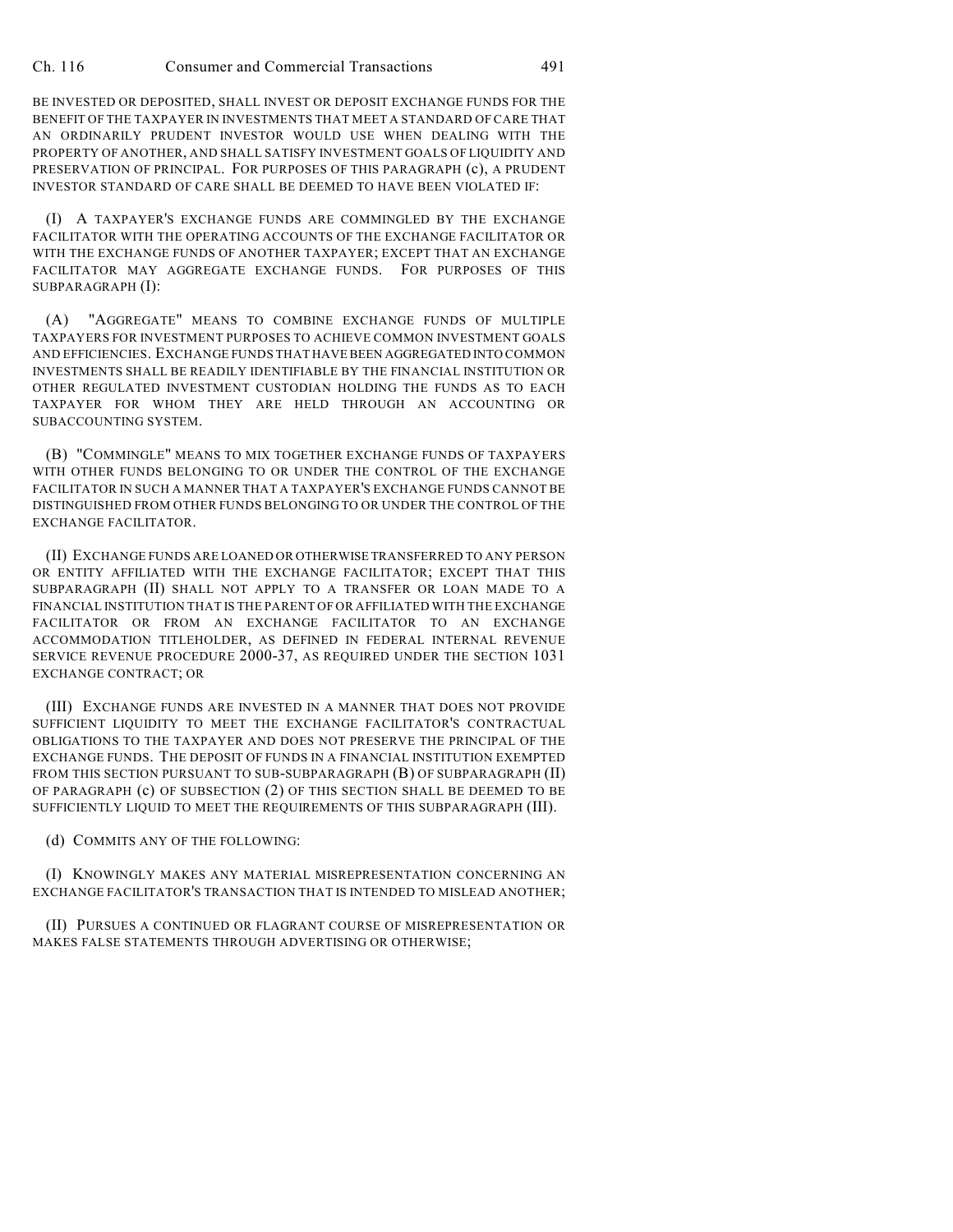BE INVESTED OR DEPOSITED, SHALL INVEST OR DEPOSIT EXCHANGE FUNDS FOR THE BENEFIT OF THE TAXPAYER IN INVESTMENTS THAT MEET A STANDARD OF CARE THAT AN ORDINARILY PRUDENT INVESTOR WOULD USE WHEN DEALING WITH THE PROPERTY OF ANOTHER, AND SHALL SATISFY INVESTMENT GOALS OF LIQUIDITY AND PRESERVATION OF PRINCIPAL. FOR PURPOSES OF THIS PARAGRAPH (c), A PRUDENT INVESTOR STANDARD OF CARE SHALL BE DEEMED TO HAVE BEEN VIOLATED IF:

(I) A TAXPAYER'S EXCHANGE FUNDS ARE COMMINGLED BY THE EXCHANGE FACILITATOR WITH THE OPERATING ACCOUNTS OF THE EXCHANGE FACILITATOR OR WITH THE EXCHANGE FUNDS OF ANOTHER TAXPAYER; EXCEPT THAT AN EXCHANGE FACILITATOR MAY AGGREGATE EXCHANGE FUNDS. FOR PURPOSES OF THIS SUBPARAGRAPH (I):

(A) "AGGREGATE" MEANS TO COMBINE EXCHANGE FUNDS OF MULTIPLE TAXPAYERS FOR INVESTMENT PURPOSES TO ACHIEVE COMMON INVESTMENT GOALS AND EFFICIENCIES. EXCHANGE FUNDS THAT HAVE BEEN AGGREGATED INTO COMMON INVESTMENTS SHALL BE READILY IDENTIFIABLE BY THE FINANCIAL INSTITUTION OR OTHER REGULATED INVESTMENT CUSTODIAN HOLDING THE FUNDS AS TO EACH TAXPAYER FOR WHOM THEY ARE HELD THROUGH AN ACCOUNTING OR SUBACCOUNTING SYSTEM.

(B) "COMMINGLE" MEANS TO MIX TOGETHER EXCHANGE FUNDS OF TAXPAYERS WITH OTHER FUNDS BELONGING TO OR UNDER THE CONTROL OF THE EXCHANGE FACILITATOR IN SUCH A MANNER THAT A TAXPAYER'S EXCHANGE FUNDS CANNOT BE DISTINGUISHED FROM OTHER FUNDS BELONGING TO OR UNDER THE CONTROL OF THE EXCHANGE FACILITATOR.

(II) EXCHANGE FUNDS ARE LOANED OR OTHERWISE TRANSFERRED TO ANY PERSON OR ENTITY AFFILIATED WITH THE EXCHANGE FACILITATOR; EXCEPT THAT THIS SUBPARAGRAPH (II) SHALL NOT APPLY TO A TRANSFER OR LOAN MADE TO A FINANCIAL INSTITUTION THAT IS THE PARENT OF OR AFFILIATED WITH THE EXCHANGE FACILITATOR OR FROM AN EXCHANGE FACILITATOR TO AN EXCHANGE ACCOMMODATION TITLEHOLDER, AS DEFINED IN FEDERAL INTERNAL REVENUE SERVICE REVENUE PROCEDURE 2000-37, AS REQUIRED UNDER THE SECTION 1031 EXCHANGE CONTRACT; OR

(III) EXCHANGE FUNDS ARE INVESTED IN A MANNER THAT DOES NOT PROVIDE SUFFICIENT LIQUIDITY TO MEET THE EXCHANGE FACILITATOR'S CONTRACTUAL OBLIGATIONS TO THE TAXPAYER AND DOES NOT PRESERVE THE PRINCIPAL OF THE EXCHANGE FUNDS. THE DEPOSIT OF FUNDS IN A FINANCIAL INSTITUTION EXEMPTED FROM THIS SECTION PURSUANT TO SUB-SUBPARAGRAPH (B) OF SUBPARAGRAPH (II) OF PARAGRAPH (c) OF SUBSECTION (2) OF THIS SECTION SHALL BE DEEMED TO BE SUFFICIENTLY LIQUID TO MEET THE REQUIREMENTS OF THIS SUBPARAGRAPH (III).

(d) COMMITS ANY OF THE FOLLOWING:

(I) KNOWINGLY MAKES ANY MATERIAL MISREPRESENTATION CONCERNING AN EXCHANGE FACILITATOR'S TRANSACTION THAT IS INTENDED TO MISLEAD ANOTHER;

(II) PURSUES A CONTINUED OR FLAGRANT COURSE OF MISREPRESENTATION OR MAKES FALSE STATEMENTS THROUGH ADVERTISING OR OTHERWISE;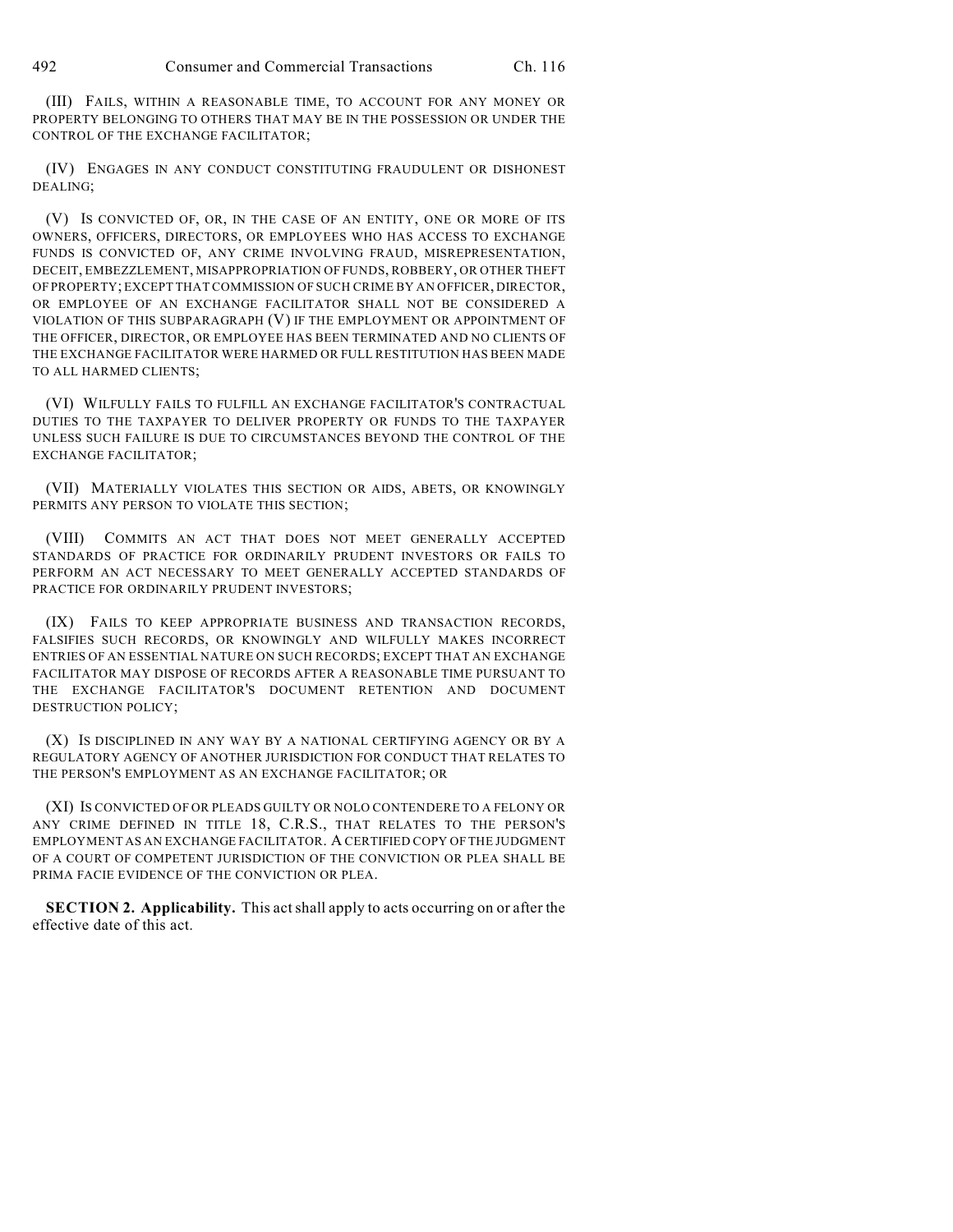(III) FAILS, WITHIN A REASONABLE TIME, TO ACCOUNT FOR ANY MONEY OR PROPERTY BELONGING TO OTHERS THAT MAY BE IN THE POSSESSION OR UNDER THE CONTROL OF THE EXCHANGE FACILITATOR;

(IV) ENGAGES IN ANY CONDUCT CONSTITUTING FRAUDULENT OR DISHONEST DEALING;

(V) IS CONVICTED OF, OR, IN THE CASE OF AN ENTITY, ONE OR MORE OF ITS OWNERS, OFFICERS, DIRECTORS, OR EMPLOYEES WHO HAS ACCESS TO EXCHANGE FUNDS IS CONVICTED OF, ANY CRIME INVOLVING FRAUD, MISREPRESENTATION, DECEIT, EMBEZZLEMENT, MISAPPROPRIATION OF FUNDS, ROBBERY, OR OTHER THEFT OF PROPERTY; EXCEPT THAT COMMISSION OF SUCH CRIME BY AN OFFICER, DIRECTOR, OR EMPLOYEE OF AN EXCHANGE FACILITATOR SHALL NOT BE CONSIDERED A VIOLATION OF THIS SUBPARAGRAPH (V) IF THE EMPLOYMENT OR APPOINTMENT OF THE OFFICER, DIRECTOR, OR EMPLOYEE HAS BEEN TERMINATED AND NO CLIENTS OF THE EXCHANGE FACILITATOR WERE HARMED OR FULL RESTITUTION HAS BEEN MADE TO ALL HARMED CLIENTS;

(VI) WILFULLY FAILS TO FULFILL AN EXCHANGE FACILITATOR'S CONTRACTUAL DUTIES TO THE TAXPAYER TO DELIVER PROPERTY OR FUNDS TO THE TAXPAYER UNLESS SUCH FAILURE IS DUE TO CIRCUMSTANCES BEYOND THE CONTROL OF THE EXCHANGE FACILITATOR;

(VII) MATERIALLY VIOLATES THIS SECTION OR AIDS, ABETS, OR KNOWINGLY PERMITS ANY PERSON TO VIOLATE THIS SECTION;

(VIII) COMMITS AN ACT THAT DOES NOT MEET GENERALLY ACCEPTED STANDARDS OF PRACTICE FOR ORDINARILY PRUDENT INVESTORS OR FAILS TO PERFORM AN ACT NECESSARY TO MEET GENERALLY ACCEPTED STANDARDS OF PRACTICE FOR ORDINARILY PRUDENT INVESTORS;

(IX) FAILS TO KEEP APPROPRIATE BUSINESS AND TRANSACTION RECORDS, FALSIFIES SUCH RECORDS, OR KNOWINGLY AND WILFULLY MAKES INCORRECT ENTRIES OF AN ESSENTIAL NATURE ON SUCH RECORDS; EXCEPT THAT AN EXCHANGE FACILITATOR MAY DISPOSE OF RECORDS AFTER A REASONABLE TIME PURSUANT TO THE EXCHANGE FACILITATOR'S DOCUMENT RETENTION AND DOCUMENT DESTRUCTION POLICY;

(X) IS DISCIPLINED IN ANY WAY BY A NATIONAL CERTIFYING AGENCY OR BY A REGULATORY AGENCY OF ANOTHER JURISDICTION FOR CONDUCT THAT RELATES TO THE PERSON'S EMPLOYMENT AS AN EXCHANGE FACILITATOR; OR

(XI) IS CONVICTED OF OR PLEADS GUILTY OR NOLO CONTENDERE TO A FELONY OR ANY CRIME DEFINED IN TITLE 18, C.R.S., THAT RELATES TO THE PERSON'S EMPLOYMENT AS AN EXCHANGE FACILITATOR. A CERTIFIED COPY OF THE JUDGMENT OF A COURT OF COMPETENT JURISDICTION OF THE CONVICTION OR PLEA SHALL BE PRIMA FACIE EVIDENCE OF THE CONVICTION OR PLEA.

**SECTION 2. Applicability.** This act shall apply to acts occurring on or after the effective date of this act.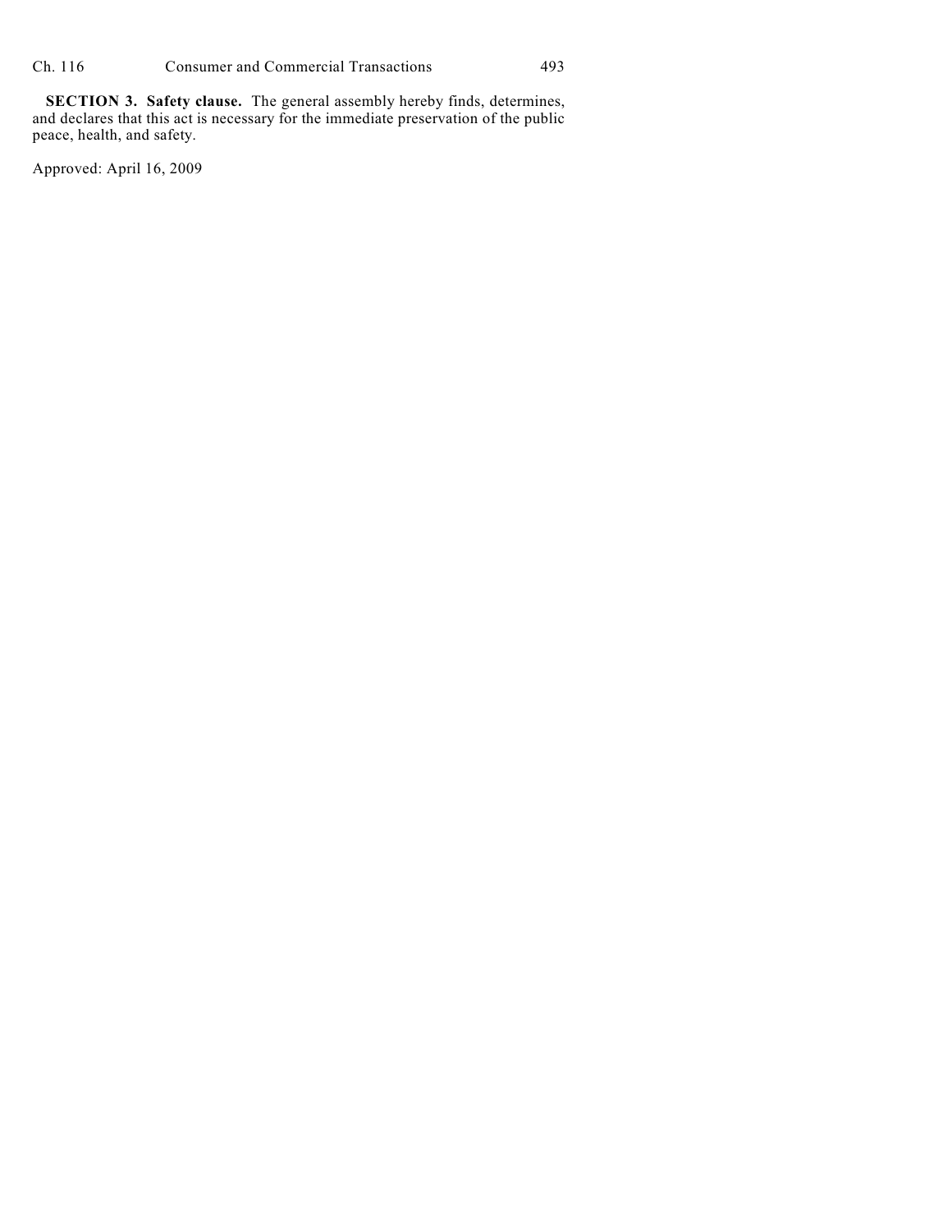**SECTION 3. Safety clause.** The general assembly hereby finds, determines, and declares that this act is necessary for the immediate preservation of the public peace, health, and safety.

Approved: April 16, 2009